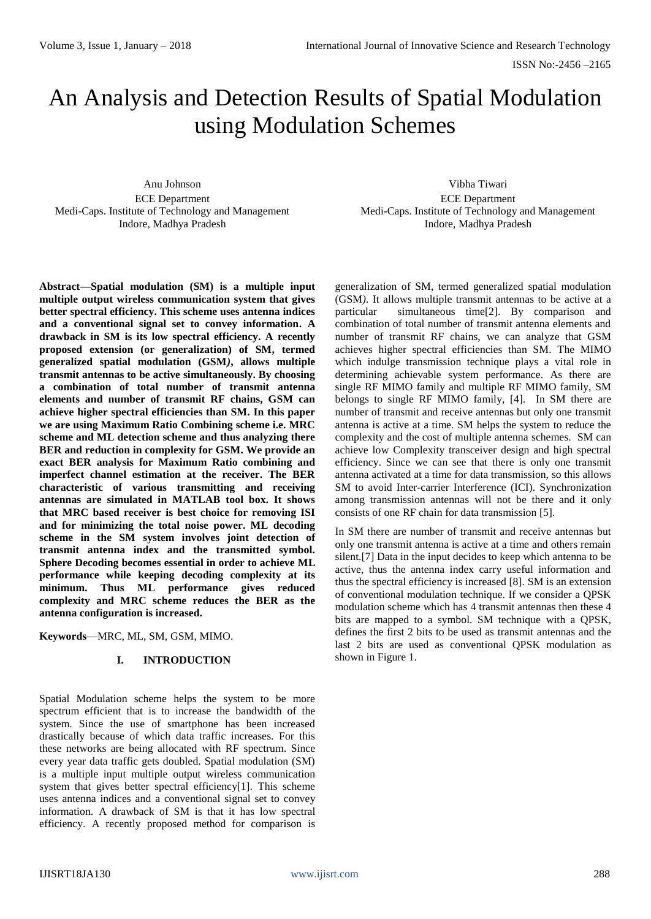# An Analysis and Detection Results of Spatial Modulation using Modulation Schemes

Anu Johnson
ECE Department
Medi-Caps. Institute of Technology and Management
Indore, Madhya Pradesh

Vibha Tiwari
ECE Department
Medi-Caps. Institute of Technology and Management
Indore, Madhya Pradesh

**Abstract—Spatial modulation (SM) is a multiple input multiple output wireless communication system that gives better spectral efficiency. This scheme uses antenna indices and a conventional signal set to convey information. A drawback in SM is its low spectral efficiency. A recently proposed extension (or generalization) of SM, termed generalized spatial modulation (GSM*)*, allows multiple transmit antennas to be active simultaneously. By choosing a combination of total number of transmit antenna elements and number of transmit RF chains, GSM can achieve higher spectral efficiencies than SM. In this paper we are using Maximum Ratio Combining scheme i.e. MRC scheme and ML detection scheme and thus analyzing there BER and reduction in complexity for GSM. We provide an exact BER analysis for Maximum Ratio combining and imperfect channel estimation at the receiver. The BER characteristic of various transmitting and receiving antennas are simulated in MATLAB tool box. It shows that MRC based receiver is best choice for removing ISI and for minimizing the total noise power. ML decoding scheme in the SM system involves joint detection of transmit antenna index and the transmitted symbol. Sphere Decoding becomes essential in order to achieve ML performance while keeping decoding complexity at its minimum. Thus ML performance gives reduced complexity and MRC scheme reduces the BER as the antenna configuration is increased.**

**Keywords**—MRC, ML, SM, GSM, MIMO.

## I. INTRODUCTION

Spatial Modulation scheme helps the system to be more spectrum efficient that is to increase the bandwidth of the system. Since the use of smartphone has been increased drastically because of which data traffic increases. For this these networks are being allocated with RF spectrum. Since every year data traffic gets doubled. Spatial modulation (SM) is a multiple input multiple output wireless communication system that gives better spectral efficiency[1]. This scheme uses antenna indices and a conventional signal set to convey information. A drawback of SM is that it has low spectral efficiency. A recently proposed method for comparison is generalization of SM, termed generalized spatial modulation (GSM*)*. It allows multiple transmit antennas to be active at a particular simultaneous time[2]. By comparison and combination of total number of transmit antenna elements and number of transmit RF chains, we can analyze that GSM achieves higher spectral efficiencies than SM. The MIMO which indulge transmission technique plays a vital role in determining achievable system performance. As there are single RF MIMO family and multiple RF MIMO family, SM belongs to single RF MIMO family, [4]. In SM there are number of transmit and receive antennas but only one transmit antenna is active at a time. SM helps the system to reduce the complexity and the cost of multiple antenna schemes. SM can achieve low Complexity transceiver design and high spectral efficiency. Since we can see that there is only one transmit antenna activated at a time for data transmission, so this allows SM to avoid Inter-carrier Interference (ICI). Synchronization among transmission antennas will not be there and it only consists of one RF chain for data transmission [5].

In SM there are number of transmit and receive antennas but only one transmit antenna is active at a time and others remain silent.[7] Data in the input decides to keep which antenna to be active, thus the antenna index carry useful information and thus the spectral efficiency is increased [8]. SM is an extension of conventional modulation technique. If we consider a QPSK modulation scheme which has 4 transmit antennas then these 4 bits are mapped to a symbol. SM technique with a QPSK, defines the first 2 bits to be used as transmit antennas and the last 2 bits are used as conventional QPSK modulation as shown in Figure 1.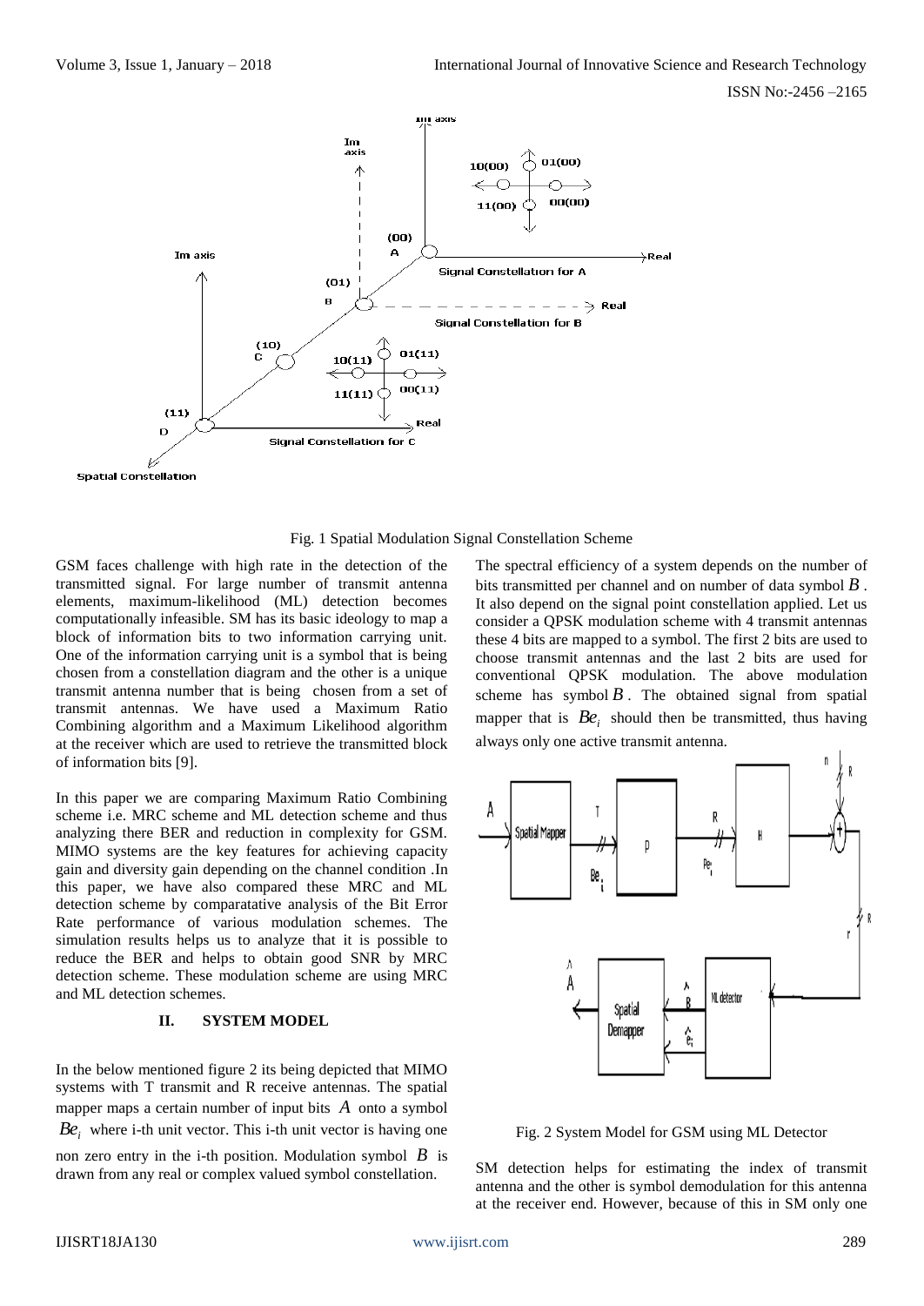Fig. 1 Spatial Modulation Signal Constellation Scheme

GSM faces challenge with high rate in the detection of the transmitted signal. For large number of transmit antenna elements, maximum-likelihood (ML) detection becomes computationally infeasible. SM has its basic ideology to map a block of information bits to two information carrying unit. One of the information carrying unit is a symbol that is being chosen from a constellation diagram and the other is a unique transmit antenna number that is being chosen from a set of transmit antennas. We have used a Maximum Ratio Combining algorithm and a Maximum Likelihood algorithm at the receiver which are used to retrieve the transmitted block of information bits [9].

In this paper we are comparing Maximum Ratio Combining scheme i.e. MRC scheme and ML detection scheme and thus analyzing there BER and reduction in complexity for GSM. MIMO systems are the key features for achieving capacity gain and diversity gain depending on the channel condition .In this paper, we have also compared these MRC and ML detection scheme by comparatative analysis of the Bit Error Rate performance of various modulation schemes. The simulation results helps us to analyze that it is possible to reduce the BER and helps to obtain good SNR by MRC detection scheme. These modulation scheme are using MRC and ML detection schemes.

## II. SYSTEM MODEL

In the below mentioned figure 2 its being depicted that MIMO systems with T transmit and R receive antennas. The spatial mapper maps a certain number of input bits $A$ onto a symbol $Be_i$ where i-th unit vector. This i-th unit vector is having one non zero entry in the i-th position. Modulation symbol $B$ is drawn from any real or complex valued symbol constellation.

The spectral efficiency of a system depends on the number of bits transmitted per channel and on number of data symbol $B$. It also depend on the signal point constellation applied. Let us consider a QPSK modulation scheme with 4 transmit antennas these 4 bits are mapped to a symbol. The first 2 bits are used to choose transmit antennas and the last 2 bits are used for conventional QPSK modulation. The above modulation scheme has symbol $B$. The obtained signal from spatial mapper that is $Be_i$ should then be transmitted, thus having always only one active transmit antenna.

Fig. 2 System Model for GSM using ML Detector

SM detection helps for estimating the index of transmit antenna and the other is symbol demodulation for this antenna at the receiver end. However, because of this in SM only one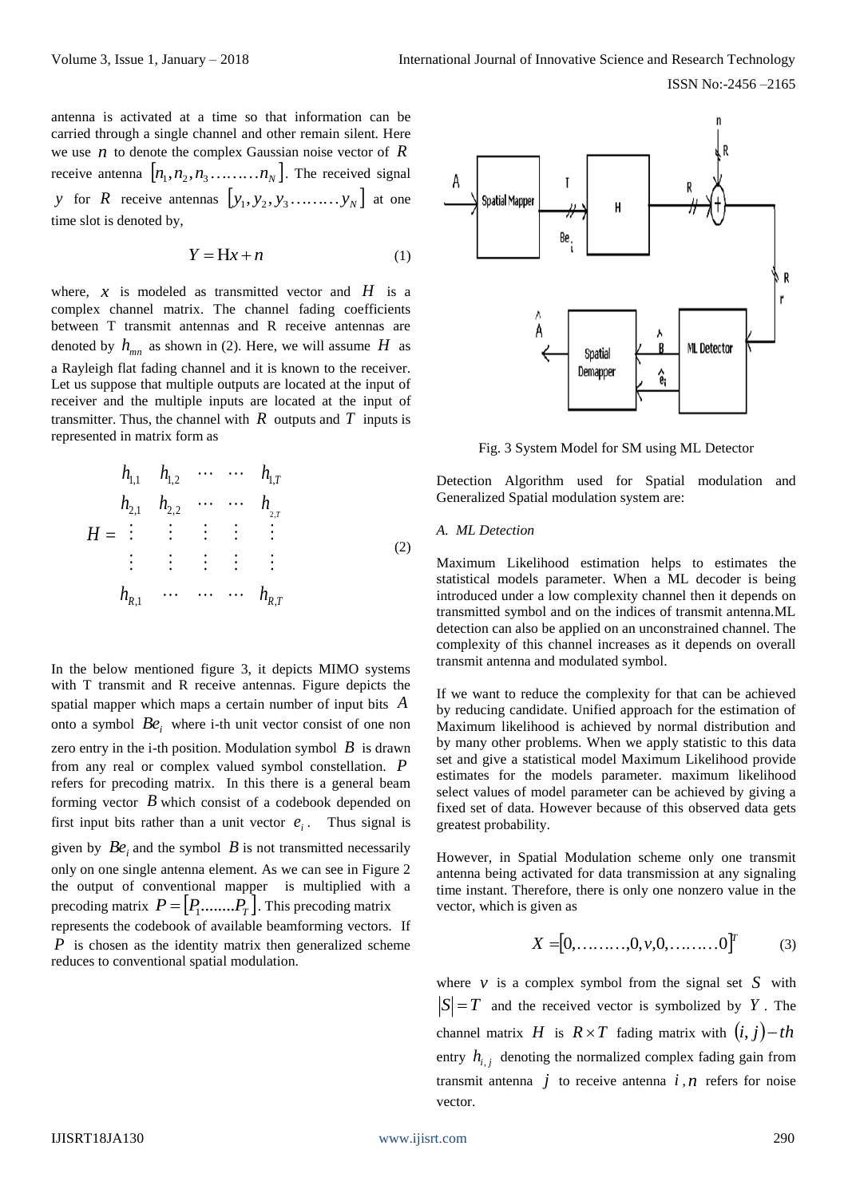antenna is activated at a time so that information can be carried through a single channel and other remain silent. Here we use $n$ to denote the complex Gaussian noise vector of $R$ receive antenna $[n_1, n_2, n_3 \ldots\ldots\ldots n_N]$. The received signal $y$ for $R$ receive antennas $[y_1, y_2, y_3 \ldots\ldots\ldots y_N]$ at one time slot is denoted by,

$$Y = \mathrm{H}x + n \tag{1}$$

where, $x$ is modeled as transmitted vector and $H$ is a complex channel matrix. The channel fading coefficients between T transmit antennas and R receive antennas are denoted by $h_{mn}$ as shown in (2). Here, we will assume $H$ as a Rayleigh flat fading channel and it is known to the receiver. Let us suppose that multiple outputs are located at the input of receiver and the multiple inputs are located at the input of transmitter. Thus, the channel with $R$ outputs and $T$ inputs is represented in matrix form as

$$H = \begin{matrix} h_{1,1} & h_{1,2} & \cdots & \cdots & h_{1,T} \\ h_{2,1} & h_{2,2} & \cdots & \cdots & h_{2,T} \\ \vdots & \vdots & \vdots & \vdots & \vdots \\ \vdots & \vdots & \vdots & \vdots & \vdots \\ h_{R,1} & \cdots & \cdots & \cdots & h_{R,T} \end{matrix} \tag{2}$$

In the below mentioned figure 3, it depicts MIMO systems with T transmit and R receive antennas. Figure depicts the spatial mapper which maps a certain number of input bits $A$ onto a symbol $Be_i$ where i-th unit vector consist of one non zero entry in the i-th position. Modulation symbol $B$ is drawn from any real or complex valued symbol constellation. $P$ refers for precoding matrix. In this there is a general beam forming vector $B$ which consist of a codebook depended on first input bits rather than a unit vector $e_i$. Thus signal is given by $Be_i$ and the symbol $B$ is not transmitted necessarily only on one single antenna element. As we can see in Figure 2 the output of conventional mapper is multiplied with a precoding matrix $P = [P_1 \ldots\ldots\ldots P_T]$. This precoding matrix represents the codebook of available beamforming vectors. If $P$ is chosen as the identity matrix then generalized scheme reduces to conventional spatial modulation.

Fig. 3 System Model for SM using ML Detector

Detection Algorithm used for Spatial modulation and Generalized Spatial modulation system are:

### *A. ML Detection*

Maximum Likelihood estimation helps to estimates the statistical models parameter. When a ML decoder is being introduced under a low complexity channel then it depends on transmitted symbol and on the indices of transmit antenna.ML detection can also be applied on an unconstrained channel. The complexity of this channel increases as it depends on overall transmit antenna and modulated symbol.

If we want to reduce the complexity for that can be achieved by reducing candidate. Unified approach for the estimation of Maximum likelihood is achieved by normal distribution and by many other problems. When we apply statistic to this data set and give a statistical model Maximum Likelihood provide estimates for the models parameter. maximum likelihood select values of model parameter can be achieved by giving a fixed set of data. However because of this observed data gets greatest probability.

However, in Spatial Modulation scheme only one transmit antenna being activated for data transmission at any signaling time instant. Therefore, there is only one nonzero value in the vector, which is given as

$$X = [0, \ldots\ldots\ldots, 0, v, 0, \ldots\ldots\ldots 0]^T \tag{3}$$

where $v$ is a complex symbol from the signal set $S$ with $|S| = T$ and the received vector is symbolized by $Y$. The channel matrix $H$ is $R \times T$ fading matrix with $(i, j)-th$ entry $h_{i,j}$ denoting the normalized complex fading gain from transmit antenna $j$ to receive antenna $i$ ,$n$ refers for noise vector.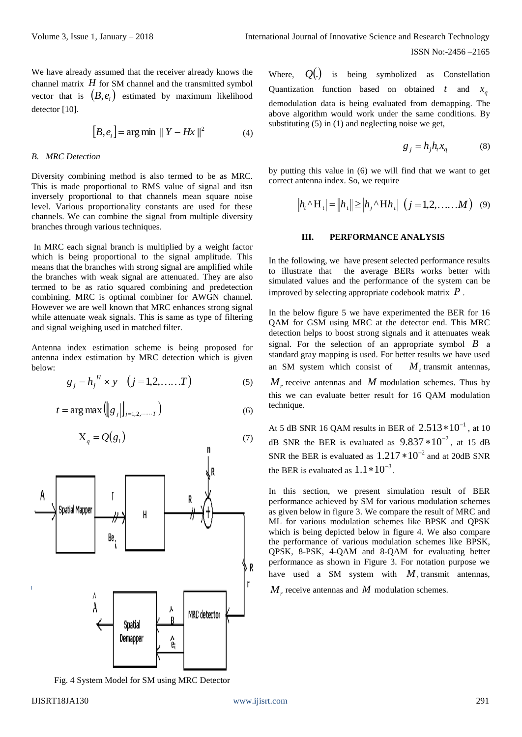We have already assumed that the receiver already knows the channel matrix $H$ for SM channel and the transmitted symbol vector that is $(B, e_i)$ estimated by maximum likelihood detector [10].

$$[B, e_i] = \arg\min \; \| Y - Hx \|^2 \qquad (4)$$

### B. MRC Detection

Diversity combining method is also termed to be as MRC. This is made proportional to RMS value of signal and itsn inversely proportional to that channels mean square noise level. Various proportionality constants are used for these channels. We can combine the signal from multiple diversity branches through various techniques.

In MRC each signal branch is multiplied by a weight factor which is being proportional to the signal amplitude. This means that the branches with strong signal are amplified while the branches with weak signal are attenuated. They are also termed to be as ratio squared combining and predetection combining. MRC is optimal combiner for AWGN channel. However we are well known that MRC enhances strong signal while attenuate weak signals. This is same as type of filtering and signal weighing used in matched filter.

Antenna index estimation scheme is being proposed for antenna index estimation by MRC detection which is given below:

$$g_j = h_j^H \times y \quad (j = 1, 2, \ldots\ldots T) \qquad (5)$$

$$t = \arg\max\left(\|g_j\|_{j=1,2,\ldots\ldots T}\right) \qquad (6)$$

$$X_q = Q(g_i) \qquad (7)$$

Fig. 4 System Model for SM using MRC Detector

Where, $Q(.)$ is being symbolized as Constellation Quantization function based on obtained $t$ and $x_q$ demodulation data is being evaluated from demapping. The above algorithm would work under the same conditions. By substituting (5) in (1) and neglecting noise we get,

$$g_j = h_j h_t x_q \qquad (8)$$

by putting this value in (6) we will find that we want to get correct antenna index. So, we require

$$\left|h_t \wedge \mathrm{H}_t\right| = \left\|h_t\right\| \geq \left|h_j \wedge \mathrm{H} h_t\right| \quad (j = 1, 2, \ldots\ldots M) \qquad (9)$$

## III. PERFORMANCE ANALYSIS

In the following, we have present selected performance results to illustrate that the average BERs works better with simulated values and the performance of the system can be improved by selecting appropriate codebook matrix $P$.

In the below figure 5 we have experimented the BER for 16 QAM for GSM using MRC at the detector end. This MRC detection helps to boost strong signals and it attenuates weak signal. For the selection of an appropriate symbol $B$ a standard gray mapping is used. For better results we have used an SM system which consist of $M_t$ transmit antennas, $M_r$ receive antennas and $M$ modulation schemes. Thus by this we can evaluate better result for 16 QAM modulation technique.

At 5 dB SNR 16 QAM results in BER of $2.513 * 10^{-1}$, at 10 dB SNR the BER is evaluated as $9.837 * 10^{-2}$, at 15 dB SNR the BER is evaluated as $1.217 * 10^{-2}$ and at 20dB SNR the BER is evaluated as $1.1 * 10^{-3}$.

In this section, we present simulation result of BER performance achieved by SM for various modulation schemes as given below in figure 3. We compare the result of MRC and ML for various modulation schemes like BPSK and QPSK which is being depicted below in figure 4. We also compare the performance of various modulation schemes like BPSK, QPSK, 8-PSK, 4-QAM and 8-QAM for evaluating better performance as shown in Figure 3. For notation purpose we have used a SM system with $M_t$ transmit antennas, $M_r$ receive antennas and $M$ modulation schemes.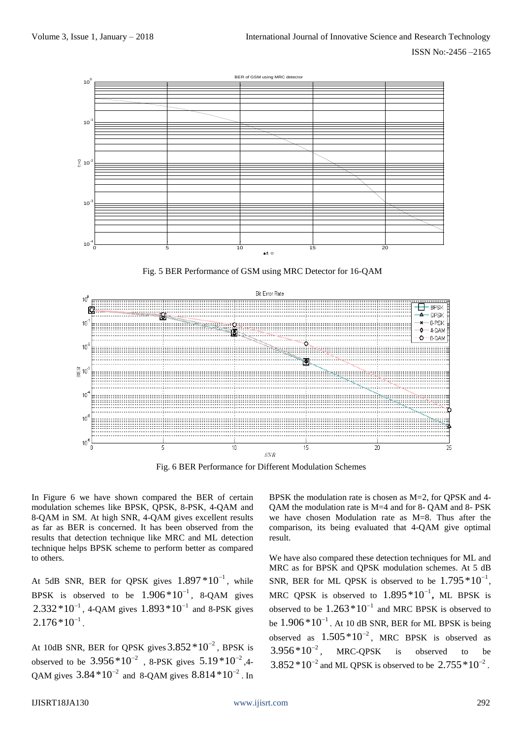Fig. 5 BER Performance of GSM using MRC Detector for 16-QAM

Fig. 6 BER Performance for Different Modulation Schemes

In Figure 6 we have shown compared the BER of certain modulation schemes like BPSK, QPSK, 8-PSK, 4-QAM and 8-QAM in SM. At high SNR, 4-QAM gives excellent results as far as BER is concerned. It has been observed from the results that detection technique like MRC and ML detection technique helps BPSK scheme to perform better as compared to others.

At 5dB SNR, BER for QPSK gives $1.897*10^{-1}$, while BPSK is observed to be $1.906*10^{-1}$, 8-QAM gives $2.332*10^{-1}$, 4-QAM gives $1.893*10^{-1}$ and 8-PSK gives $2.176*10^{-1}$.

At 10dB SNR, BER for QPSK gives $3.852*10^{-2}$, BPSK is observed to be $3.956*10^{-2}$, 8-PSK gives $5.19*10^{-2}$, 4-QAM gives $3.84*10^{-2}$ and 8-QAM gives $8.814*10^{-2}$. In BPSK the modulation rate is chosen as M=2, for QPSK and 4-QAM the modulation rate is M=4 and for 8- QAM and 8- PSK we have chosen Modulation rate as M=8. Thus after the comparison, its being evaluated that 4-QAM give optimal result.

We have also compared these detection techniques for ML and MRC as for BPSK and QPSK modulation schemes. At 5 dB SNR, BER for ML QPSK is observed to be $1.795*10^{-1}$, MRC QPSK is observed to $1.895*10^{-1}$, ML BPSK is observed to be $1.263*10^{-1}$ and MRC BPSK is observed to be $1.906*10^{-1}$. At 10 dB SNR, BER for ML BPSK is being observed as $1.505*10^{-2}$, MRC BPSK is observed as $3.956*10^{-2}$, MRC-QPSK is observed to be $3.852*10^{-2}$ and ML QPSK is observed to be $2.755*10^{-2}$.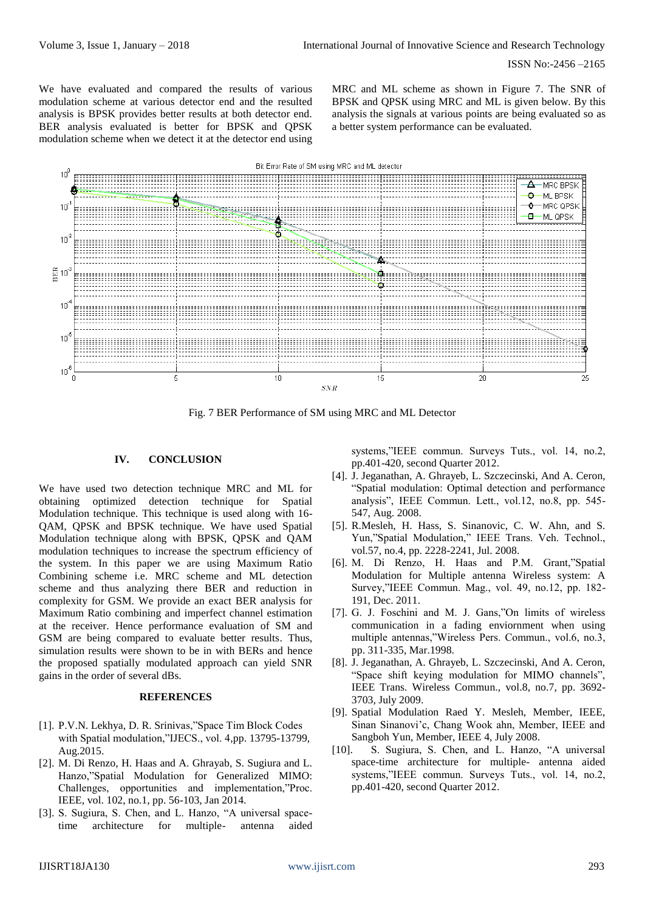We have evaluated and compared the results of various modulation scheme at various detector end and the resulted analysis is BPSK provides better results at both detector end. BER analysis evaluated is better for BPSK and QPSK modulation scheme when we detect it at the detector end using MRC and ML scheme as shown in Figure 7. The SNR of BPSK and QPSK using MRC and ML is given below. By this analysis the signals at various points are being evaluated so as a better system performance can be evaluated.

Bit Error Rate of SM using MRC and ML detector

MRC BPSK
ML BPSK
MRC QPSK
ML QPSK

BER

$10^0$
$10^{-1}$
$10^{-2}$
$10^{-3}$
$10^{-4}$
$10^{-5}$
$10^{-6}$

SNR

0 5 10 15 20 25

Fig. 7 BER Performance of SM using MRC and ML Detector

## IV. CONCLUSION

We have used two detection technique MRC and ML for obtaining optimized detection technique for Spatial Modulation technique. This technique is used along with 16-QAM, QPSK and BPSK technique. We have used Spatial Modulation technique along with BPSK, QPSK and QAM modulation techniques to increase the spectrum efficiency of the system. In this paper we are using Maximum Ratio Combining scheme i.e. MRC scheme and ML detection scheme and thus analyzing there BER and reduction in complexity for GSM. We provide an exact BER analysis for Maximum Ratio combining and imperfect channel estimation at the receiver. Hence performance evaluation of SM and GSM are being compared to evaluate better results. Thus, simulation results were shown to be in with BERs and hence the proposed spatially modulated approach can yield SNR gains in the order of several dBs.

## REFERENCES

[1]. P.V.N. Lekhya, D. R. Srinivas,"Space Tim Block Codes with Spatial modulation,"IJECS., vol. 4,pp. 13795-13799, Aug.2015.

[2]. M. Di Renzo, H. Haas and A. Ghrayab, S. Sugiura and L. Hanzo,"Spatial Modulation for Generalized MIMO: Challenges, opportunities and implementation,"Proc. IEEE, vol. 102, no.1, pp. 56-103, Jan 2014.

[3]. S. Sugiura, S. Chen, and L. Hanzo, "A universal space-time architecture for multiple- antenna aided systems,"IEEE commun. Surveys Tuts., vol. 14, no.2, pp.401-420, second Quarter 2012.

[4]. J. Jeganathan, A. Ghrayeb, L. Szczecinski, And A. Ceron, "Spatial modulation: Optimal detection and performance analysis", IEEE Commun. Lett., vol.12, no.8, pp. 545-547, Aug. 2008.

[5]. R.Mesleh, H. Hass, S. Sinanovic, C. W. Ahn, and S. Yun,"Spatial Modulation," IEEE Trans. Veh. Technol., vol.57, no.4, pp. 2228-2241, Jul. 2008.

[6]. M. Di Renzo, H. Haas and P.M. Grant,"Spatial Modulation for Multiple antenna Wireless system: A Survey,"IEEE Commun. Mag., vol. 49, no.12, pp. 182-191, Dec. 2011.

[7]. G. J. Foschini and M. J. Gans,"On limits of wireless communication in a fading enviornment when using multiple antennas,"Wireless Pers. Commun., vol.6, no.3, pp. 311-335, Mar.1998.

[8]. J. Jeganathan, A. Ghrayeb, L. Szczecinski, And A. Ceron, "Space shift keying modulation for MIMO channels", IEEE Trans. Wireless Commun., vol.8, no.7, pp. 3692-3703, July 2009.

[9]. Spatial Modulation Raed Y. Mesleh, Member, IEEE, Sinan Sinanovi'c, Chang Wook ahn, Member, IEEE and Sangboh Yun, Member, IEEE 4, July 2008.

[10]. S. Sugiura, S. Chen, and L. Hanzo, "A universal space-time architecture for multiple- antenna aided systems,"IEEE commun. Surveys Tuts., vol. 14, no.2, pp.401-420, second Quarter 2012.